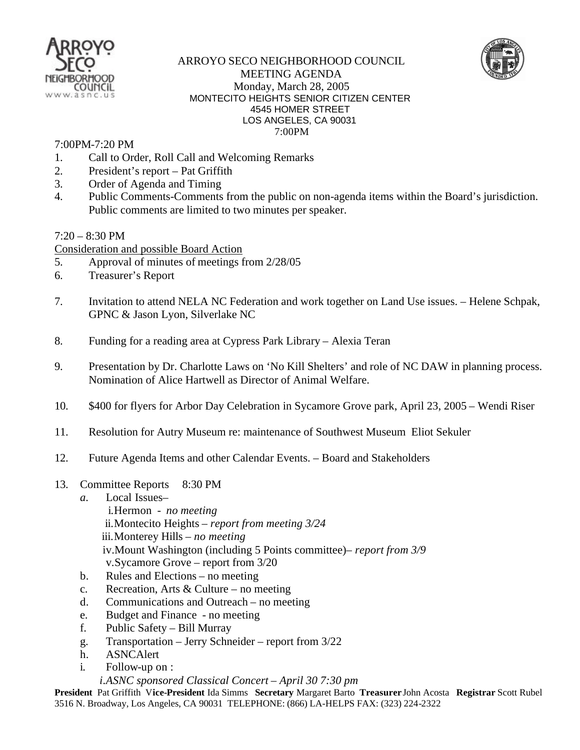# ARROYO SECO NEIGHBORHOOD COUNCIL

## MEETING AGENDA

Monday, March 28, 2005
MONTECITO HEIGHTS SENIOR CITIZEN CENTER
4545 HOMER STREET
LOS ANGELES, CA 90031
7:00PM

7:00PM-7:20 PM

1. Call to Order, Roll Call and Welcoming Remarks
2. President's report – Pat Griffith
3. Order of Agenda and Timing
4. Public Comments-Comments from the public on non-agenda items within the Board's jurisdiction. Public comments are limited to two minutes per speaker.

7:20 – 8:30 PM

<u>Consideration and possible Board Action</u>

5. Approval of minutes of meetings from 2/28/05
6. Treasurer's Report
7. Invitation to attend NELA NC Federation and work together on Land Use issues. – Helene Schpak, GPNC & Jason Lyon, Silverlake NC
8. Funding for a reading area at Cypress Park Library – Alexia Teran
9. Presentation by Dr. Charlotte Laws on 'No Kill Shelters' and role of NC DAW in planning process. Nomination of Alice Hartwell as Director of Animal Welfare.
10. $400 for flyers for Arbor Day Celebration in Sycamore Grove park, April 23, 2005 – Wendi Riser
11. Resolution for Autry Museum re: maintenance of Southwest Museum Eliot Sekuler
12. Future Agenda Items and other Calendar Events. – Board and Stakeholders
13. Committee Reports 8:30 PM
    - a. Local Issues–
        - i. Hermon - *no meeting*
        - ii. Montecito Heights – *report from meeting 3/24*
        - iii. Monterey Hills – *no meeting*
        - iv. Mount Washington (including 5 Points committee)– *report from 3/9*
        - v. Sycamore Grove – report from 3/20
    - b. Rules and Elections – no meeting
    - c. Recreation, Arts & Culture – no meeting
    - d. Communications and Outreach – no meeting
    - e. Budget and Finance - no meeting
    - f. Public Safety – Bill Murray
    - g. Transportation – Jerry Schneider – report from 3/22
    - h. ASNCAlert
    - i. Follow-up on :
        - *i. ASNC sponsored Classical Concert – April 30 7:30 pm*

**President** Pat Griffith **Vice-President** Ida Simms **Secretary** Margaret Barto **Treasurer** John Acosta **Registrar** Scott Rubel
3516 N. Broadway, Los Angeles, CA 90031 TELEPHONE: (866) LA-HELPS FAX: (323) 224-2322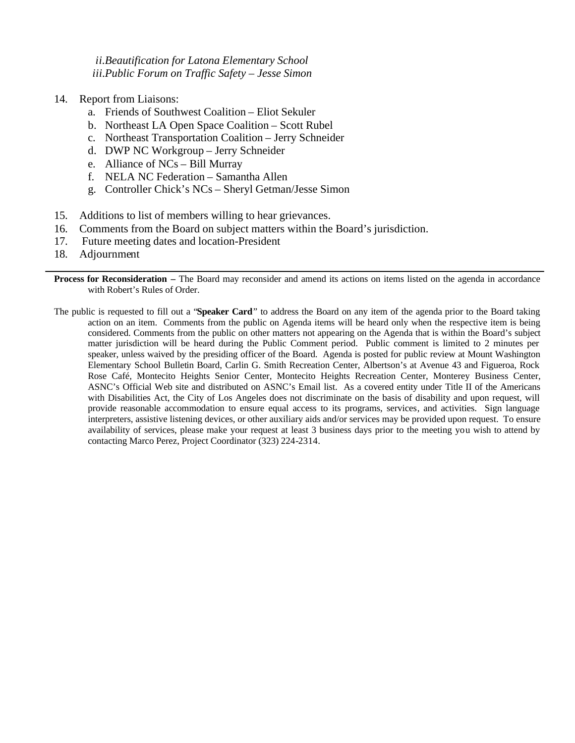*ii.Beautification for Latona Elementary School*
*iii.Public Forum on Traffic Safety – Jesse Simon*

14. Report from Liaisons:
    a. Friends of Southwest Coalition – Eliot Sekuler
    b. Northeast LA Open Space Coalition – Scott Rubel
    c. Northeast Transportation Coalition – Jerry Schneider
    d. DWP NC Workgroup – Jerry Schneider
    e. Alliance of NCs – Bill Murray
    f. NELA NC Federation – Samantha Allen
    g. Controller Chick's NCs – Sheryl Getman/Jesse Simon

15. Additions to list of members willing to hear grievances.
16. Comments from the Board on subject matters within the Board's jurisdiction.
17. Future meeting dates and location-President
18. Adjournment

---

**Process for Reconsideration –** The Board may reconsider and amend its actions on items listed on the agenda in accordance with Robert's Rules of Order.

The public is requested to fill out a "**Speaker Card**" to address the Board on any item of the agenda prior to the Board taking action on an item. Comments from the public on Agenda items will be heard only when the respective item is being considered. Comments from the public on other matters not appearing on the Agenda that is within the Board's subject matter jurisdiction will be heard during the Public Comment period. Public comment is limited to 2 minutes per speaker, unless waived by the presiding officer of the Board. Agenda is posted for public review at Mount Washington Elementary School Bulletin Board, Carlin G. Smith Recreation Center, Albertson's at Avenue 43 and Figueroa, Rock Rose Café, Montecito Heights Senior Center, Montecito Heights Recreation Center, Monterey Business Center, ASNC's Official Web site and distributed on ASNC's Email list. As a covered entity under Title II of the Americans with Disabilities Act, the City of Los Angeles does not discriminate on the basis of disability and upon request, will provide reasonable accommodation to ensure equal access to its programs, services, and activities. Sign language interpreters, assistive listening devices, or other auxiliary aids and/or services may be provided upon request. To ensure availability of services, please make your request at least 3 business days prior to the meeting you wish to attend by contacting Marco Perez, Project Coordinator (323) 224-2314.